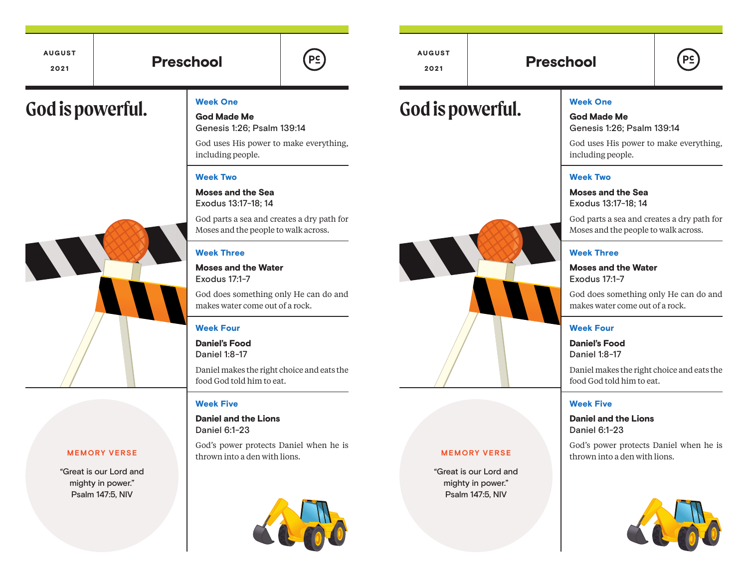AUGUST

2021

# Preschool

## God is powerful.

### Week One

**God Made Me**
Genesis 1:26; Psalm 139:14

God uses His power to make everything, including people.

### Week Two

**Moses and the Sea**
Exodus 13:17-18; 14

God parts a sea and creates a dry path for Moses and the people to walk across.

### Week Three

**Moses and the Water**
Exodus 17:1-7

God does something only He can do and makes water come out of a rock.

### Week Four

**Daniel's Food**
Daniel 1:8-17

Daniel makes the right choice and eats the food God told him to eat.

### Week Five

**Daniel and the Lions**
Daniel 6:1-23

God's power protects Daniel when he is thrown into a den with lions.

**MEMORY VERSE**

"Great is our Lord and mighty in power."
Psalm 147:5, NIV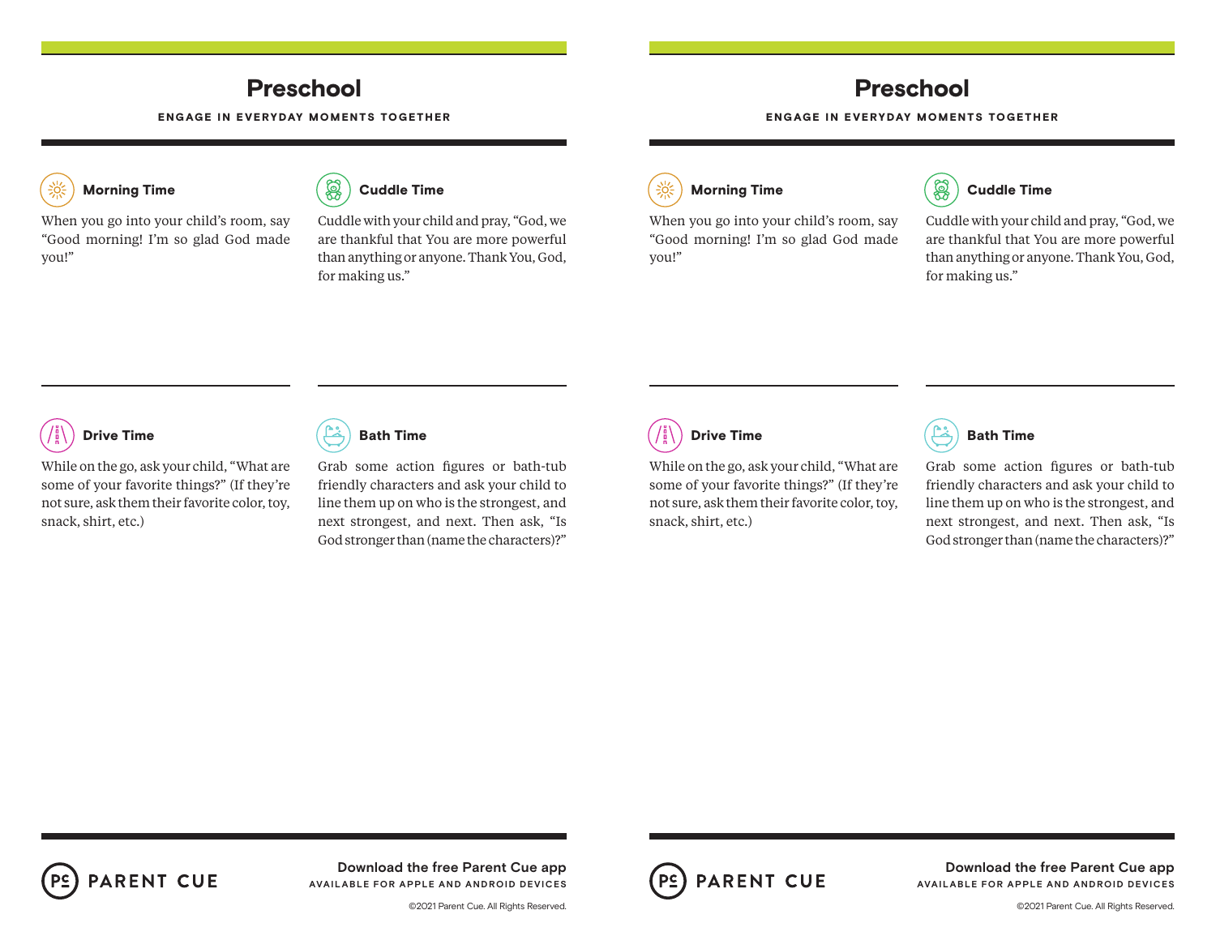# Preschool

**ENGAGE IN EVERYDAY MOMENTS TOGETHER**

### Morning Time

When you go into your child's room, say "Good morning! I'm so glad God made you!"

### Cuddle Time

Cuddle with your child and pray, "God, we are thankful that You are more powerful than anything or anyone. Thank You, God, for making us."

### Drive Time

While on the go, ask your child, "What are some of your favorite things?" (If they're not sure, ask them their favorite color, toy, snack, shirt, etc.)

### Bath Time

Grab some action figures or bath-tub friendly characters and ask your child to line them up on who is the strongest, and next strongest, and next. Then ask, "Is God stronger than (name the characters)?"

PARENT CUE

**Download the free Parent Cue app**
AVAILABLE FOR APPLE AND ANDROID DEVICES

©2021 Parent Cue. All Rights Reserved.

# Preschool

**ENGAGE IN EVERYDAY MOMENTS TOGETHER**

### Morning Time

When you go into your child's room, say "Good morning! I'm so glad God made you!"

### Cuddle Time

Cuddle with your child and pray, "God, we are thankful that You are more powerful than anything or anyone. Thank You, God, for making us."

### Drive Time

While on the go, ask your child, "What are some of your favorite things?" (If they're not sure, ask them their favorite color, toy, snack, shirt, etc.)

### Bath Time

Grab some action figures or bath-tub friendly characters and ask your child to line them up on who is the strongest, and next strongest, and next. Then ask, "Is God stronger than (name the characters)?"

PARENT CUE

**Download the free Parent Cue app**
AVAILABLE FOR APPLE AND ANDROID DEVICES

©2021 Parent Cue. All Rights Reserved.